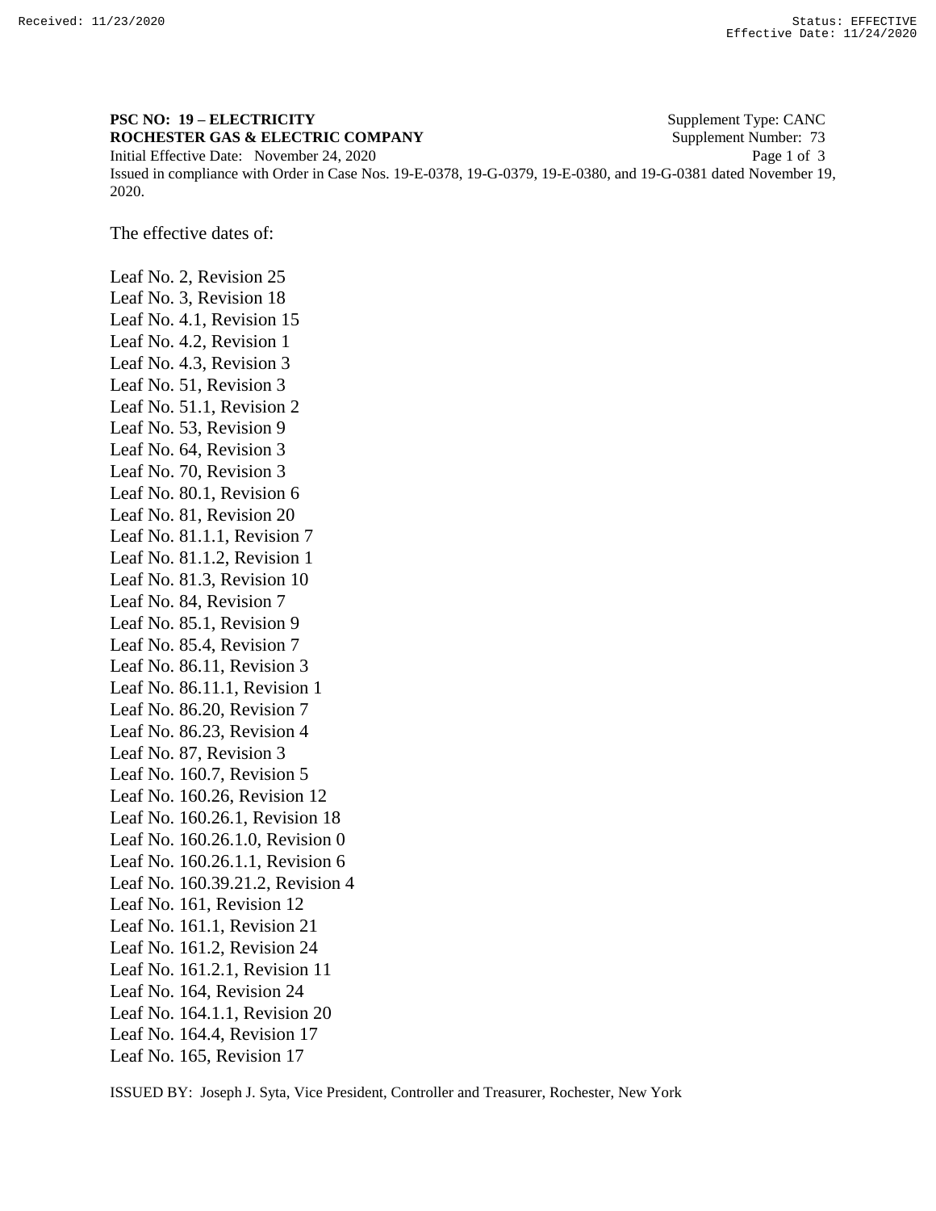**PSC NO: 19 – ELECTRICITY** Supplement Type: CANC
**ROCHESTER GAS & ELECTRIC COMPANY** Supplement Number: 73
Initial Effective Date: November 24, 2020
Issued in compliance with Order in Case Nos. 19-E-0378, 19-G-0379, 19-E-0380, and 19-G-0381 dated November 19, 2020.

The effective dates of:

Leaf No. 2, Revision 25
Leaf No. 3, Revision 18
Leaf No. 4.1, Revision 15
Leaf No. 4.2, Revision 1
Leaf No. 4.3, Revision 3
Leaf No. 51, Revision 3
Leaf No. 51.1, Revision 2
Leaf No. 53, Revision 9
Leaf No. 64, Revision 3
Leaf No. 70, Revision 3
Leaf No. 80.1, Revision 6
Leaf No. 81, Revision 20
Leaf No. 81.1.1, Revision 7
Leaf No. 81.1.2, Revision 1
Leaf No. 81.3, Revision 10
Leaf No. 84, Revision 7
Leaf No. 85.1, Revision 9
Leaf No. 85.4, Revision 7
Leaf No. 86.11, Revision 3
Leaf No. 86.11.1, Revision 1
Leaf No. 86.20, Revision 7
Leaf No. 86.23, Revision 4
Leaf No. 87, Revision 3
Leaf No. 160.7, Revision 5
Leaf No. 160.26, Revision 12
Leaf No. 160.26.1, Revision 18
Leaf No. 160.26.1.0, Revision 0
Leaf No. 160.26.1.1, Revision 6
Leaf No. 160.39.21.2, Revision 4
Leaf No. 161, Revision 12
Leaf No. 161.1, Revision 21
Leaf No. 161.2, Revision 24
Leaf No. 161.2.1, Revision 11
Leaf No. 164, Revision 24
Leaf No. 164.1.1, Revision 20
Leaf No. 164.4, Revision 17
Leaf No. 165, Revision 17

ISSUED BY: Joseph J. Syta, Vice President, Controller and Treasurer, Rochester, New York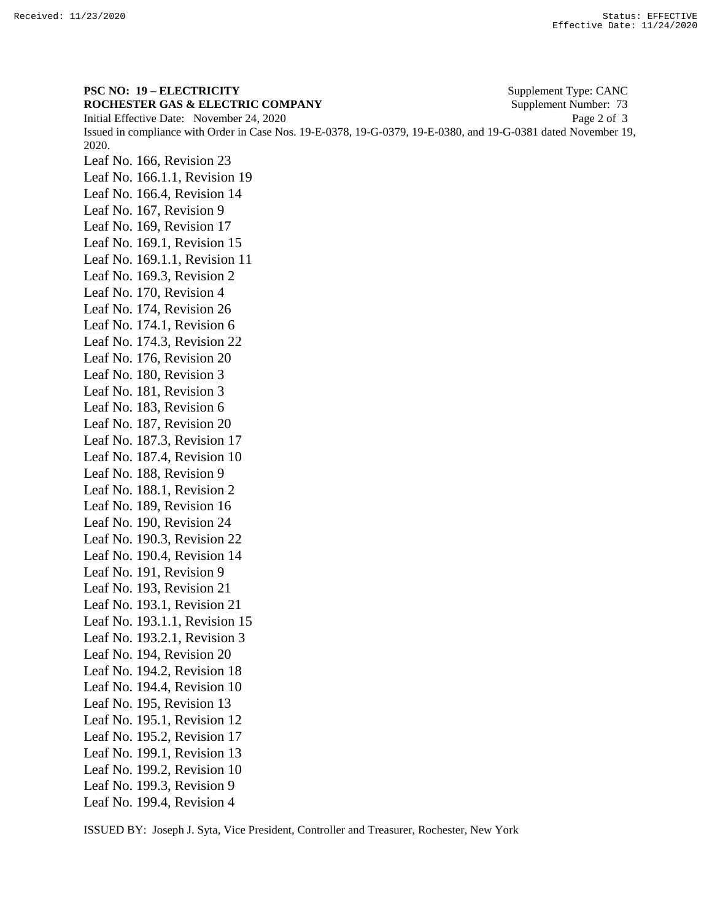**PSC NO: 19 – ELECTRICITY** Supplement Type: CANC
**ROCHESTER GAS & ELECTRIC COMPANY** Supplement Number: 73
Initial Effective Date: November 24, 2020
Issued in compliance with Order in Case Nos. 19-E-0378, 19-G-0379, 19-E-0380, and 19-G-0381 dated November 19, 2020.

Leaf No. 166, Revision 23
Leaf No. 166.1.1, Revision 19
Leaf No. 166.4, Revision 14
Leaf No. 167, Revision 9
Leaf No. 169, Revision 17
Leaf No. 169.1, Revision 15
Leaf No. 169.1.1, Revision 11
Leaf No. 169.3, Revision 2
Leaf No. 170, Revision 4
Leaf No. 174, Revision 26
Leaf No. 174.1, Revision 6
Leaf No. 174.3, Revision 22
Leaf No. 176, Revision 20
Leaf No. 180, Revision 3
Leaf No. 181, Revision 3
Leaf No. 183, Revision 6
Leaf No. 187, Revision 20
Leaf No. 187.3, Revision 17
Leaf No. 187.4, Revision 10
Leaf No. 188, Revision 9
Leaf No. 188.1, Revision 2
Leaf No. 189, Revision 16
Leaf No. 190, Revision 24
Leaf No. 190.3, Revision 22
Leaf No. 190.4, Revision 14
Leaf No. 191, Revision 9
Leaf No. 193, Revision 21
Leaf No. 193.1, Revision 21
Leaf No. 193.1.1, Revision 15
Leaf No. 193.2.1, Revision 3
Leaf No. 194, Revision 20
Leaf No. 194.2, Revision 18
Leaf No. 194.4, Revision 10
Leaf No. 195, Revision 13
Leaf No. 195.1, Revision 12
Leaf No. 195.2, Revision 17
Leaf No. 199.1, Revision 13
Leaf No. 199.2, Revision 10
Leaf No. 199.3, Revision 9
Leaf No. 199.4, Revision 4

ISSUED BY: Joseph J. Syta, Vice President, Controller and Treasurer, Rochester, New York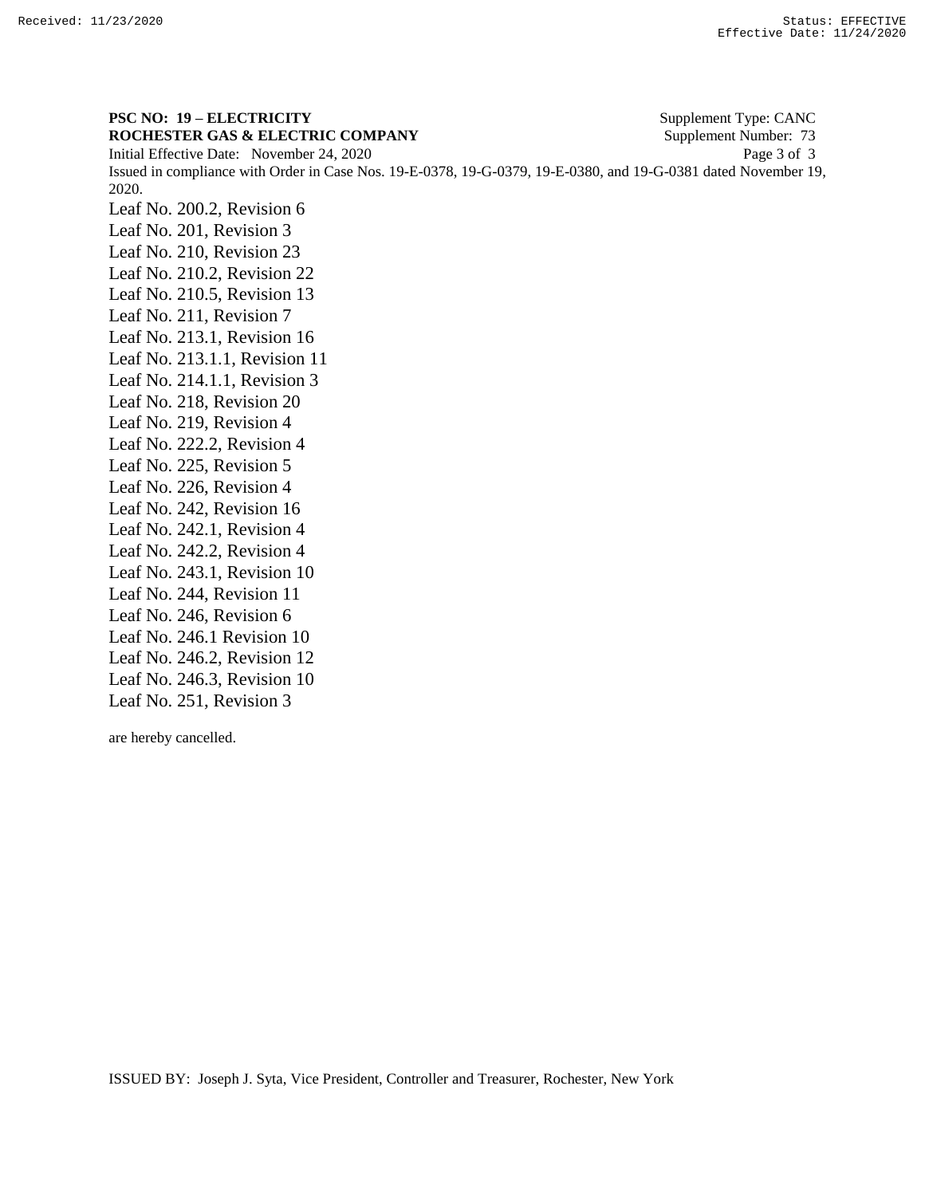**PSC NO: 19 – ELECTRICITY** Supplement Type: CANC
**ROCHESTER GAS & ELECTRIC COMPANY** Supplement Number: 73
Initial Effective Date: November 24, 2020
Issued in compliance with Order in Case Nos. 19-E-0378, 19-G-0379, 19-E-0380, and 19-G-0381 dated November 19, 2020.

Leaf No. 200.2, Revision 6
Leaf No. 201, Revision 3
Leaf No. 210, Revision 23
Leaf No. 210.2, Revision 22
Leaf No. 210.5, Revision 13
Leaf No. 211, Revision 7
Leaf No. 213.1, Revision 16
Leaf No. 213.1.1, Revision 11
Leaf No. 214.1.1, Revision 3
Leaf No. 218, Revision 20
Leaf No. 219, Revision 4
Leaf No. 222.2, Revision 4
Leaf No. 225, Revision 5
Leaf No. 226, Revision 4
Leaf No. 242, Revision 16
Leaf No. 242.1, Revision 4
Leaf No. 242.2, Revision 4
Leaf No. 243.1, Revision 10
Leaf No. 244, Revision 11
Leaf No. 246, Revision 6
Leaf No. 246.1 Revision 10
Leaf No. 246.2, Revision 12
Leaf No. 246.3, Revision 10
Leaf No. 251, Revision 3

are hereby cancelled.

ISSUED BY: Joseph J. Syta, Vice President, Controller and Treasurer, Rochester, New York